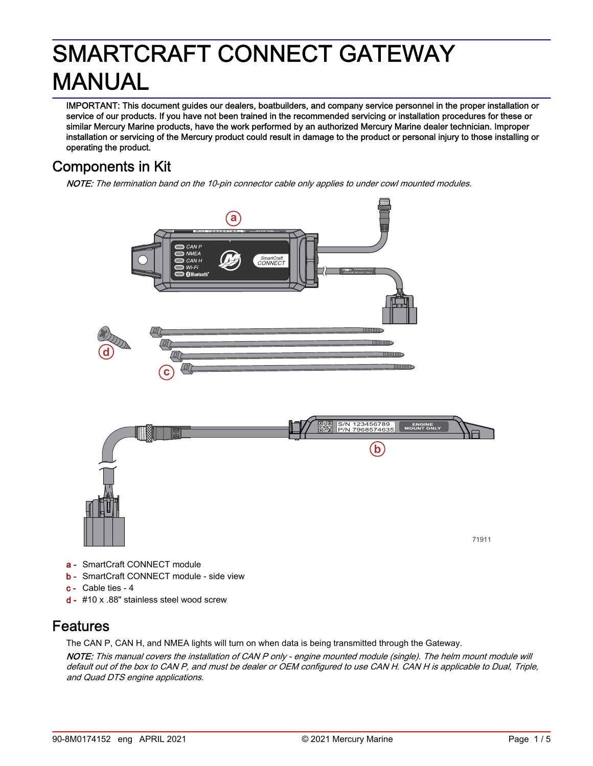# SMARTCRAFT CONNECT GATEWAY MANUAL

IMPORTANT: This document guides our dealers, boatbuilders, and company service personnel in the proper installation or service of our products. If you have not been trained in the recommended servicing or installation procedures for these or similar Mercury Marine products, have the work performed by an authorized Mercury Marine dealer technician. Improper installation or servicing of the Mercury product could result in damage to the product or personal injury to those installing or operating the product.

## Components in Kit

*NOTE: The termination band on the 10-pin connector cable only applies to under cowl mounted modules.*

71911

- a - SmartCraft CONNECT module
- b - SmartCraft CONNECT module - side view
- c - Cable ties - 4
- d - #10 x .88" stainless steel wood screw

## Features

The CAN P, CAN H, and NMEA lights will turn on when data is being transmitted through the Gateway.

*NOTE: This manual covers the installation of CAN P only - engine mounted module (single). The helm mount module will default out of the box to CAN P, and must be dealer or OEM configured to use CAN H. CAN H is applicable to Dual, Triple, and Quad DTS engine applications.*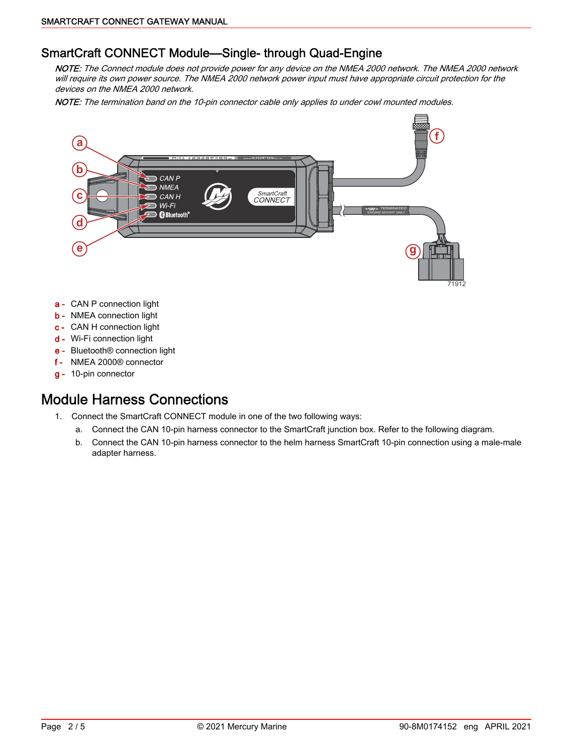## SmartCraft CONNECT Module—Single- through Quad-Engine

*NOTE: The Connect module does not provide power for any device on the NMEA 2000 network. The NMEA 2000 network will require its own power source. The NMEA 2000 network power input must have appropriate circuit protection for the devices on the NMEA 2000 network.*

*NOTE: The termination band on the 10-pin connector cable only applies to under cowl mounted modules.*

71912

- **a -** CAN P connection light
- **b -** NMEA connection light
- **c -** CAN H connection light
- **d -** Wi-Fi connection light
- **e -** Bluetooth® connection light
- **f -** NMEA 2000® connector
- **g -** 10-pin connector

# Module Harness Connections

1. Connect the SmartCraft CONNECT module in one of the two following ways:
   a. Connect the CAN 10-pin harness connector to the SmartCraft junction box. Refer to the following diagram.
   b. Connect the CAN 10-pin harness connector to the helm harness SmartCraft 10-pin connection using a male-male adapter harness.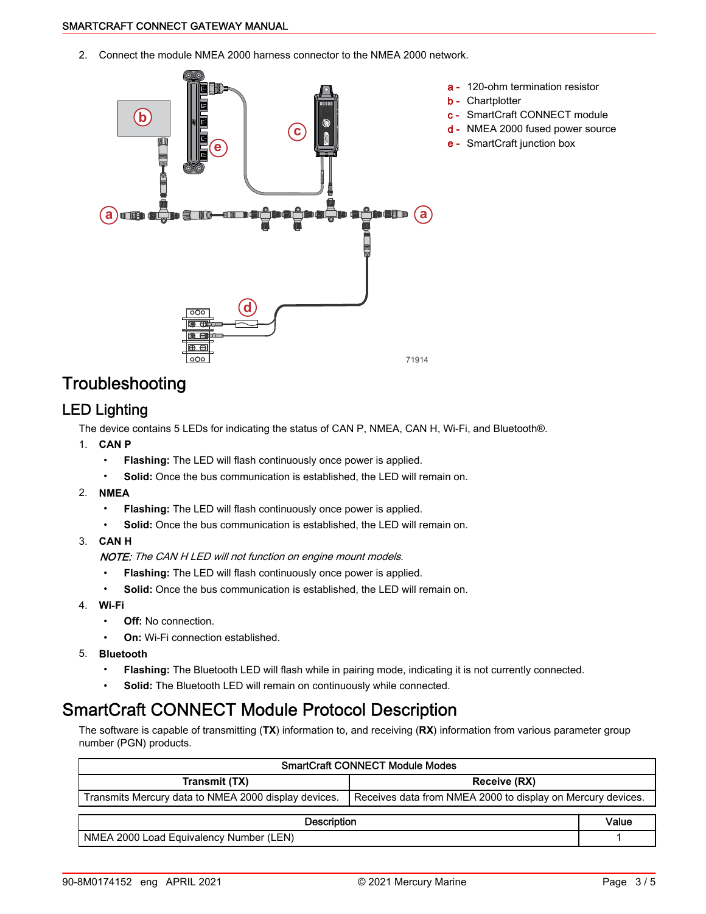2. Connect the module NMEA 2000 harness connector to the NMEA 2000 network.

a - 120-ohm termination resistor
b - Chartplotter
c - SmartCraft CONNECT module
d - NMEA 2000 fused power source
e - SmartCraft junction box

71914

# Troubleshooting

## LED Lighting

The device contains 5 LEDs for indicating the status of CAN P, NMEA, CAN H, Wi-Fi, and Bluetooth®.

1. **CAN P**
   - **Flashing:** The LED will flash continuously once power is applied.
   - **Solid:** Once the bus communication is established, the LED will remain on.
2. **NMEA**
   - **Flashing:** The LED will flash continuously once power is applied.
   - **Solid:** Once the bus communication is established, the LED will remain on.
3. **CAN H**

   *NOTE: The CAN H LED will not function on engine mount models.*
   - **Flashing:** The LED will flash continuously once power is applied.
   - **Solid:** Once the bus communication is established, the LED will remain on.
4. **Wi-Fi**
   - **Off:** No connection.
   - **On:** Wi-Fi connection established.
5. **Bluetooth**
   - **Flashing:** The Bluetooth LED will flash while in pairing mode, indicating it is not currently connected.
   - **Solid:** The Bluetooth LED will remain on continuously while connected.

# SmartCraft CONNECT Module Protocol Description

The software is capable of transmitting (**TX**) information to, and receiving (**RX**) information from various parameter group number (PGN) products.

| SmartCraft CONNECT Module Modes | |
|---|---|
| **Transmit (TX)** | **Receive (RX)** |
| Transmits Mercury data to NMEA 2000 display devices. | Receives data from NMEA 2000 to display on Mercury devices. |

| Description | Value |
|---|---|
| NMEA 2000 Load Equivalency Number (LEN) | 1 |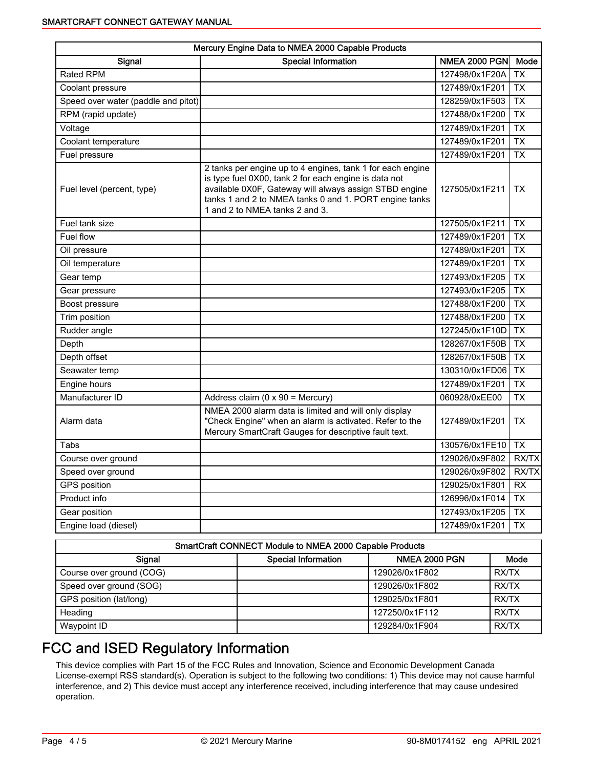| Mercury Engine Data to NMEA 2000 Capable Products | | | |
|---|---|---|---|
| Signal | Special Information | NMEA 2000 PGN | Mode |
| Rated RPM | | 127498/0x1F20A | TX |
| Coolant pressure | | 127489/0x1F201 | TX |
| Speed over water (paddle and pitot) | | 128259/0x1F503 | TX |
| RPM (rapid update) | | 127488/0x1F200 | TX |
| Voltage | | 127489/0x1F201 | TX |
| Coolant temperature | | 127489/0x1F201 | TX |
| Fuel pressure | | 127489/0x1F201 | TX |
| Fuel level (percent, type) | 2 tanks per engine up to 4 engines, tank 1 for each engine is type fuel 0X00, tank 2 for each engine is data not available 0X0F, Gateway will always assign STBD engine tanks 1 and 2 to NMEA tanks 0 and 1. PORT engine tanks 1 and 2 to NMEA tanks 2 and 3. | 127505/0x1F211 | TX |
| Fuel tank size | | 127505/0x1F211 | TX |
| Fuel flow | | 127489/0x1F201 | TX |
| Oil pressure | | 127489/0x1F201 | TX |
| Oil temperature | | 127489/0x1F201 | TX |
| Gear temp | | 127493/0x1F205 | TX |
| Gear pressure | | 127493/0x1F205 | TX |
| Boost pressure | | 127488/0x1F200 | TX |
| Trim position | | 127488/0x1F200 | TX |
| Rudder angle | | 127245/0x1F10D | TX |
| Depth | | 128267/0x1F50B | TX |
| Depth offset | | 128267/0x1F50B | TX |
| Seawater temp | | 130310/0x1FD06 | TX |
| Engine hours | | 127489/0x1F201 | TX |
| Manufacturer ID | Address claim (0 x 90 = Mercury) | 060928/0xEE00 | TX |
| Alarm data | NMEA 2000 alarm data is limited and will only display "Check Engine" when an alarm is activated. Refer to the Mercury SmartCraft Gauges for descriptive fault text. | 127489/0x1F201 | TX |
| Tabs | | 130576/0x1FE10 | TX |
| Course over ground | | 129026/0x9F802 | RX/TX |
| Speed over ground | | 129026/0x9F802 | RX/TX |
| GPS position | | 129025/0x1F801 | RX |
| Product info | | 126996/0x1F014 | TX |
| Gear position | | 127493/0x1F205 | TX |
| Engine load (diesel) | | 127489/0x1F201 | TX |

| SmartCraft CONNECT Module to NMEA 2000 Capable Products | | | |
|---|---|---|---|
| Signal | Special Information | NMEA 2000 PGN | Mode |
| Course over ground (COG) | | 129026/0x1F802 | RX/TX |
| Speed over ground (SOG) | | 129026/0x1F802 | RX/TX |
| GPS position (lat/long) | | 129025/0x1F801 | RX/TX |
| Heading | | 127250/0x1F112 | RX/TX |
| Waypoint ID | | 129284/0x1F904 | RX/TX |

# FCC and ISED Regulatory Information

This device complies with Part 15 of the FCC Rules and Innovation, Science and Economic Development Canada License-exempt RSS standard(s). Operation is subject to the following two conditions: 1) This device may not cause harmful interference, and 2) This device must accept any interference received, including interference that may cause undesired operation.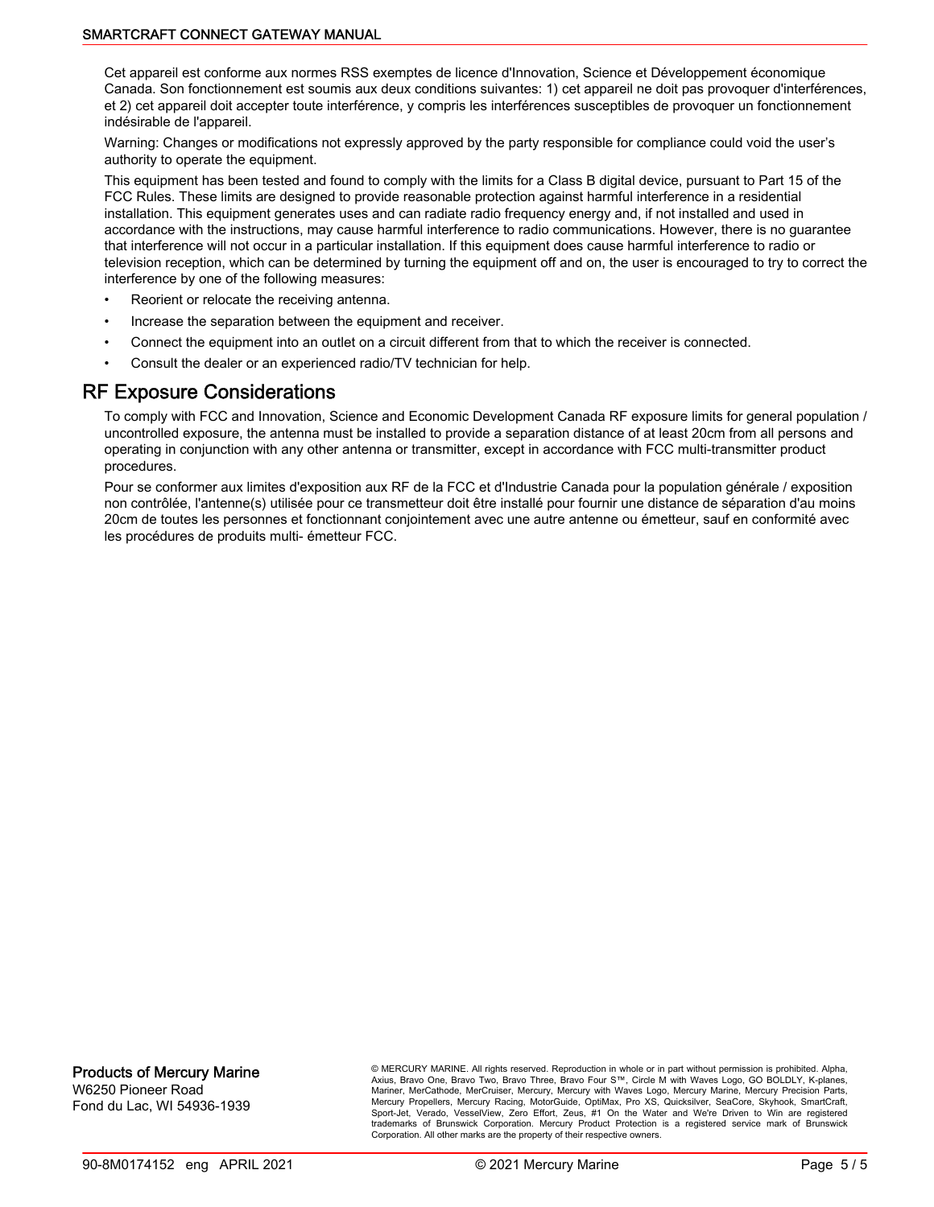Cet appareil est conforme aux normes RSS exemptes de licence d'Innovation, Science et Développement économique Canada. Son fonctionnement est soumis aux deux conditions suivantes: 1) cet appareil ne doit pas provoquer d'interférences, et 2) cet appareil doit accepter toute interférence, y compris les interférences susceptibles de provoquer un fonctionnement indésirable de l'appareil.

Warning: Changes or modifications not expressly approved by the party responsible for compliance could void the user's authority to operate the equipment.

This equipment has been tested and found to comply with the limits for a Class B digital device, pursuant to Part 15 of the FCC Rules. These limits are designed to provide reasonable protection against harmful interference in a residential installation. This equipment generates uses and can radiate radio frequency energy and, if not installed and used in accordance with the instructions, may cause harmful interference to radio communications. However, there is no guarantee that interference will not occur in a particular installation. If this equipment does cause harmful interference to radio or television reception, which can be determined by turning the equipment off and on, the user is encouraged to try to correct the interference by one of the following measures:

- Reorient or relocate the receiving antenna.
- Increase the separation between the equipment and receiver.
- Connect the equipment into an outlet on a circuit different from that to which the receiver is connected.
- Consult the dealer or an experienced radio/TV technician for help.

## RF Exposure Considerations

To comply with FCC and Innovation, Science and Economic Development Canada RF exposure limits for general population / uncontrolled exposure, the antenna must be installed to provide a separation distance of at least 20cm from all persons and operating in conjunction with any other antenna or transmitter, except in accordance with FCC multi-transmitter product procedures.

Pour se conformer aux limites d'exposition aux RF de la FCC et d'Industrie Canada pour la population générale / exposition non contrôlée, l'antenne(s) utilisée pour ce transmetteur doit être installé pour fournir une distance de séparation d'au moins 20cm de toutes les personnes et fonctionnant conjointement avec une autre antenne ou émetteur, sauf en conformité avec les procédures de produits multi- émetteur FCC.

**Products of Mercury Marine**
W6250 Pioneer Road
Fond du Lac, WI 54936-1939

© MERCURY MARINE. All rights reserved. Reproduction in whole or in part without permission is prohibited. Alpha, Axius, Bravo One, Bravo Two, Bravo Three, Bravo Four S™, Circle M with Waves Logo, GO BOLDLY, K-planes, Mariner, MerCathode, MerCruiser, Mercury, Mercury with Waves Logo, Mercury Marine, Mercury Precision Parts, Mercury Propellers, Mercury Racing, MotorGuide, OptiMax, Pro XS, Quicksilver, SeaCore, Skyhook, SmartCraft, Sport-Jet, Verado, VesselView, Zero Effort, Zeus, #1 On the Water and We're Driven to Win are registered trademarks of Brunswick Corporation. Mercury Product Protection is a registered service mark of Brunswick Corporation. All other marks are the property of their respective owners.

90-8M0174152 eng APRIL 2021 © 2021 Mercury Marine